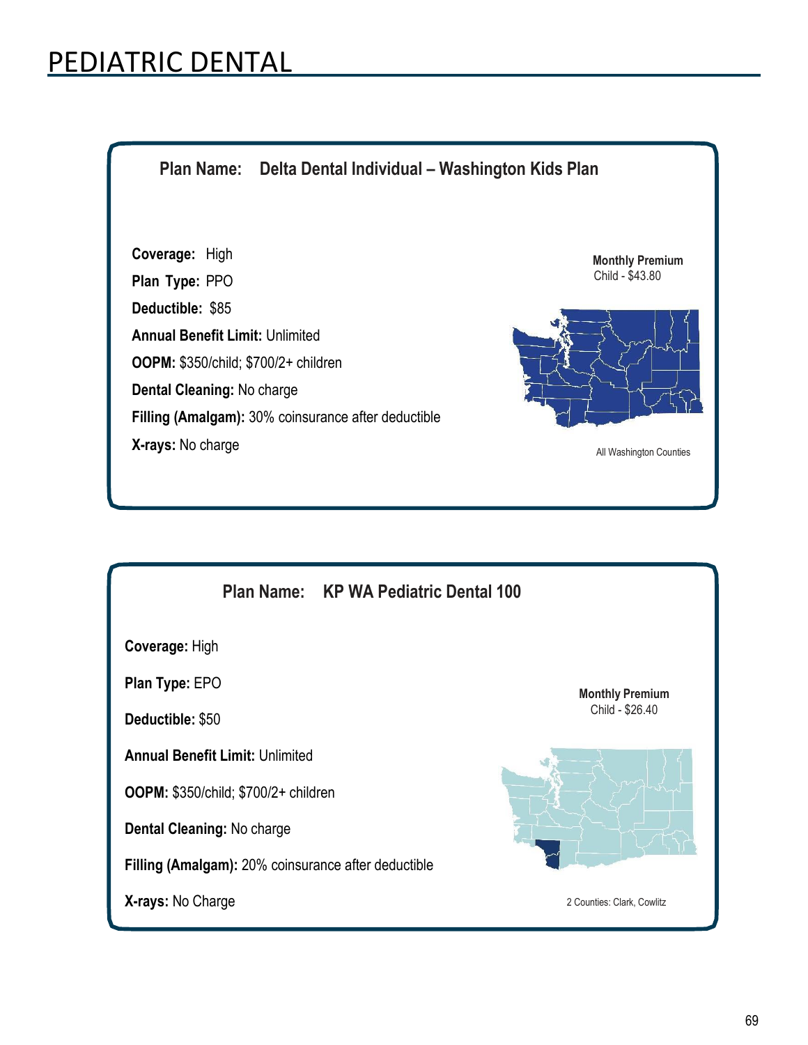# PEDIATRIC DENTAL

## Plan Name: Delta Dental Individual – Washington Kids Plan

**Coverage:** High

**Plan Type:** PPO

**Deductible:** $85

**Annual Benefit Limit:** Unlimited

**OOPM:** $350/child; $700/2+ children

**Dental Cleaning:** No charge

**Filling (Amalgam):** 30% coinsurance after deductible

**X-rays:** No charge

**Monthly Premium**
Child - $43.80

All Washington Counties

## Plan Name: KP WA Pediatric Dental 100

**Coverage:** High

**Plan Type:** EPO

**Deductible:** $50

**Annual Benefit Limit:** Unlimited

**OOPM:** $350/child; $700/2+ children

**Dental Cleaning:** No charge

**Filling (Amalgam):** 20% coinsurance after deductible

**X-rays:** No Charge

**Monthly Premium**
Child - $26.40

2 Counties: Clark, Cowlitz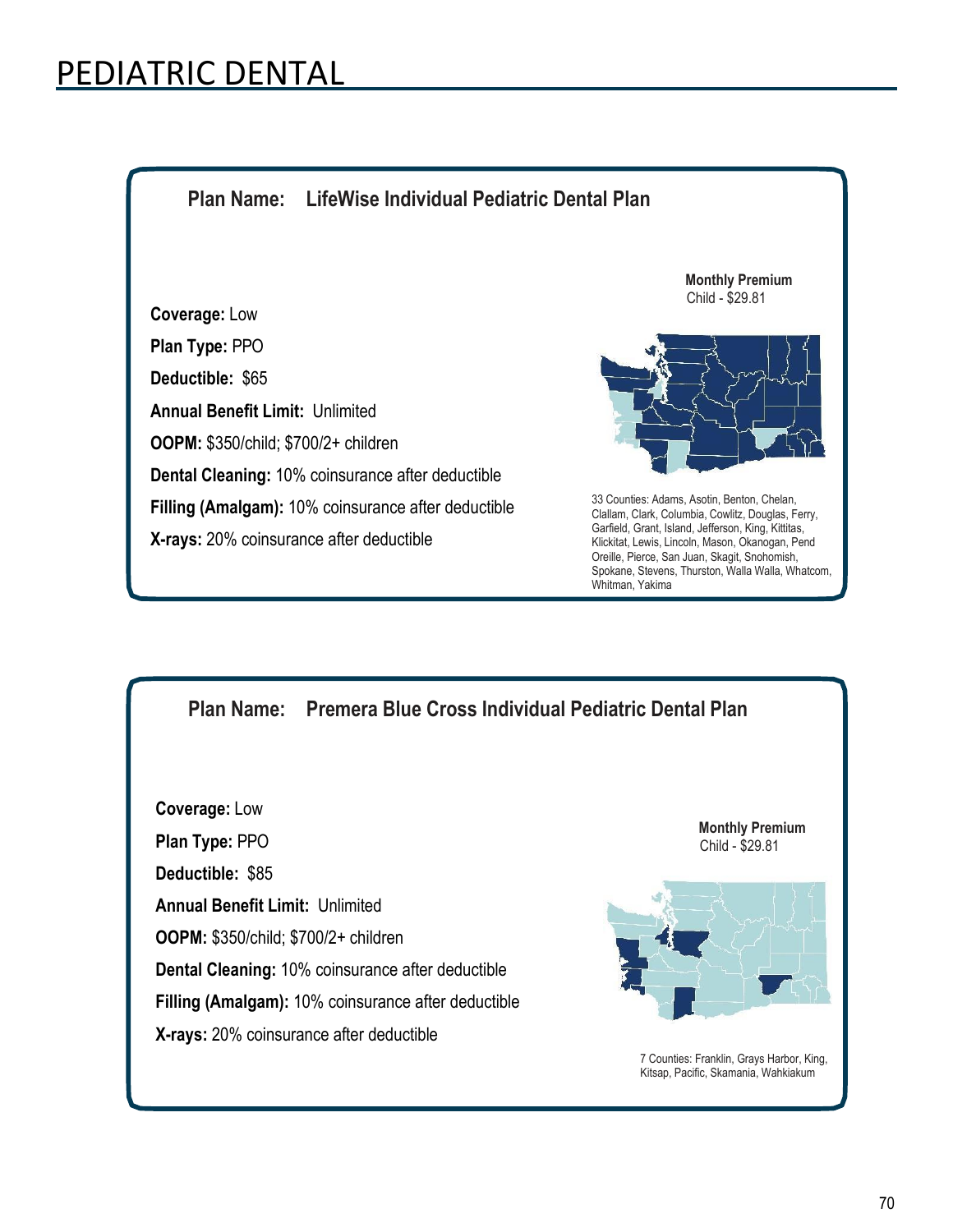# PEDIATRIC DENTAL

**Plan Name: LifeWise Individual Pediatric Dental Plan**

**Monthly Premium**
Child - $29.81

**Coverage:** Low

**Plan Type:** PPO

**Deductible:** $65

**Annual Benefit Limit:** Unlimited

**OOPM:** $350/child; $700/2+ children

**Dental Cleaning:** 10% coinsurance after deductible

**Filling (Amalgam):** 10% coinsurance after deductible

**X-rays:** 20% coinsurance after deductible

33 Counties: Adams, Asotin, Benton, Chelan, Clallam, Clark, Columbia, Cowlitz, Douglas, Ferry, Garfield, Grant, Island, Jefferson, King, Kittitas, Klickitat, Lewis, Lincoln, Mason, Okanogan, Pend Oreille, Pierce, San Juan, Skagit, Snohomish, Spokane, Stevens, Thurston, Walla Walla, Whatcom, Whitman, Yakima

**Plan Name: Premera Blue Cross Individual Pediatric Dental Plan**

**Coverage:** Low

**Plan Type:** PPO

**Deductible:** $85

**Annual Benefit Limit:** Unlimited

**OOPM:** $350/child; $700/2+ children

**Dental Cleaning:** 10% coinsurance after deductible

**Filling (Amalgam):** 10% coinsurance after deductible

**X-rays:** 20% coinsurance after deductible

**Monthly Premium**
Child - $29.81

7 Counties: Franklin, Grays Harbor, King, Kitsap, Pacific, Skamania, Wahkiakum